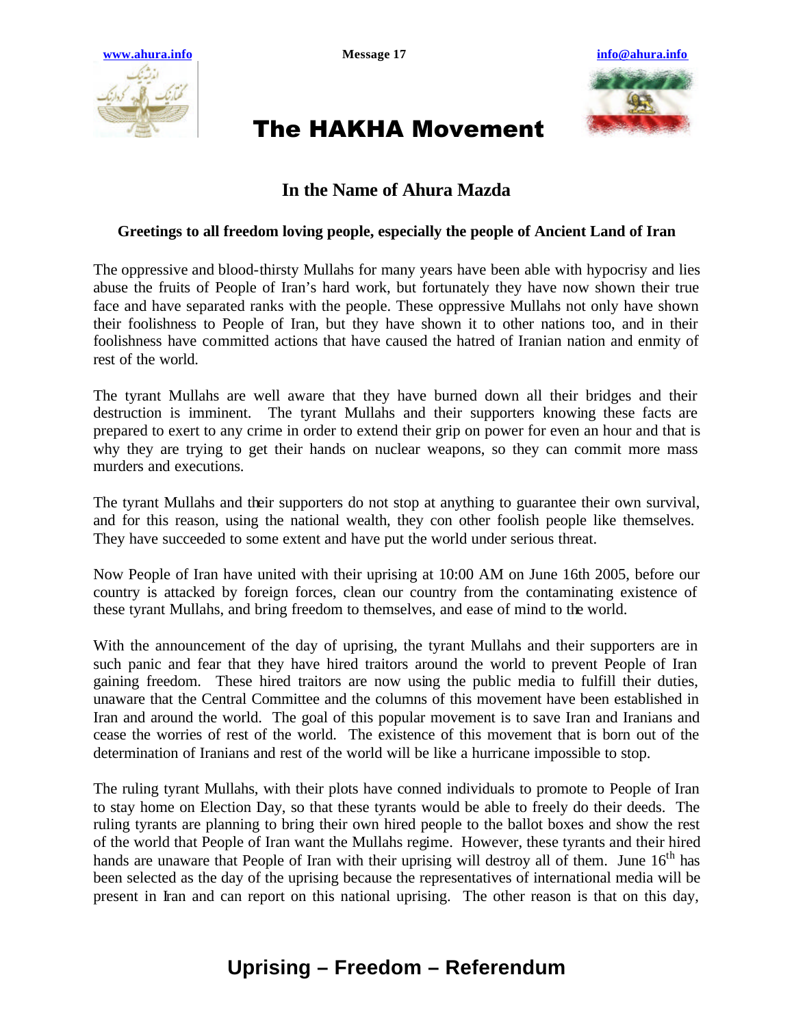# The HAKHA Movement

## In the Name of Ahura Mazda

**Greetings to all freedom loving people, especially the people of Ancient Land of Iran**

The oppressive and blood-thirsty Mullahs for many years have been able with hypocrisy and lies abuse the fruits of People of Iran's hard work, but fortunately they have now shown their true face and have separated ranks with the people. These oppressive Mullahs not only have shown their foolishness to People of Iran, but they have shown it to other nations too, and in their foolishness have committed actions that have caused the hatred of Iranian nation and enmity of rest of the world.

The tyrant Mullahs are well aware that they have burned down all their bridges and their destruction is imminent. The tyrant Mullahs and their supporters knowing these facts are prepared to exert to any crime in order to extend their grip on power for even an hour and that is why they are trying to get their hands on nuclear weapons, so they can commit more mass murders and executions.

The tyrant Mullahs and their supporters do not stop at anything to guarantee their own survival, and for this reason, using the national wealth, they con other foolish people like themselves. They have succeeded to some extent and have put the world under serious threat.

Now People of Iran have united with their uprising at 10:00 AM on June 16th 2005, before our country is attacked by foreign forces, clean our country from the contaminating existence of these tyrant Mullahs, and bring freedom to themselves, and ease of mind to the world.

With the announcement of the day of uprising, the tyrant Mullahs and their supporters are in such panic and fear that they have hired traitors around the world to prevent People of Iran gaining freedom. These hired traitors are now using the public media to fulfill their duties, unaware that the Central Committee and the columns of this movement have been established in Iran and around the world. The goal of this popular movement is to save Iran and Iranians and cease the worries of rest of the world. The existence of this movement that is born out of the determination of Iranians and rest of the world will be like a hurricane impossible to stop.

The ruling tyrant Mullahs, with their plots have conned individuals to promote to People of Iran to stay home on Election Day, so that these tyrants would be able to freely do their deeds. The ruling tyrants are planning to bring their own hired people to the ballot boxes and show the rest of the world that People of Iran want the Mullahs regime. However, these tyrants and their hired hands are unaware that People of Iran with their uprising will destroy all of them. June 16th has been selected as the day of the uprising because the representatives of international media will be present in Iran and can report on this national uprising. The other reason is that on this day,

**Uprising – Freedom – Referendum**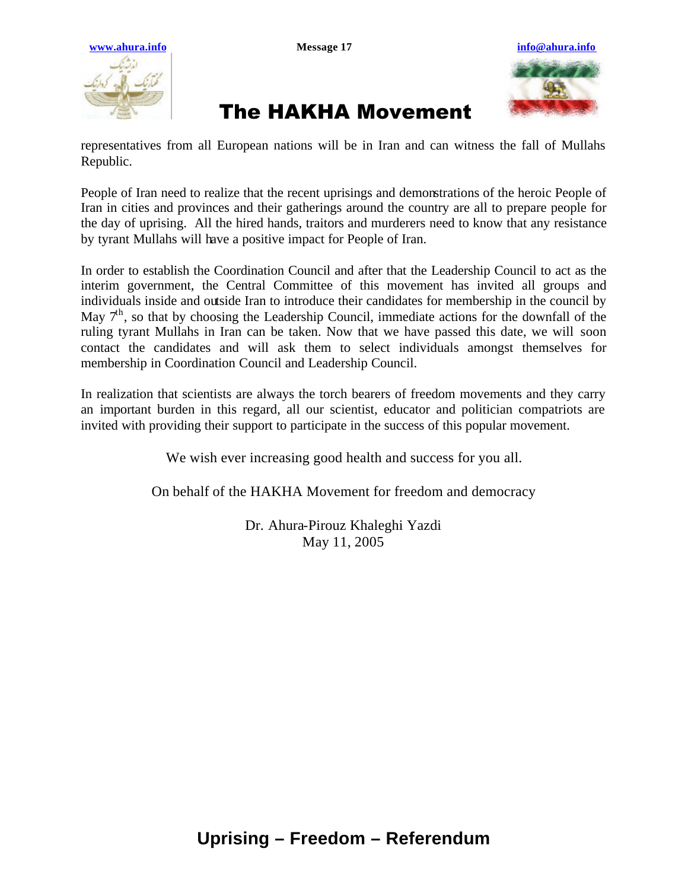representatives from all European nations will be in Iran and can witness the fall of Mullahs Republic.

People of Iran need to realize that the recent uprisings and demonstrations of the heroic People of Iran in cities and provinces and their gatherings around the country are all to prepare people for the day of uprising. All the hired hands, traitors and murderers need to know that any resistance by tyrant Mullahs will have a positive impact for People of Iran.

In order to establish the Coordination Council and after that the Leadership Council to act as the interim government, the Central Committee of this movement has invited all groups and individuals inside and outside Iran to introduce their candidates for membership in the council by May 7th, so that by choosing the Leadership Council, immediate actions for the downfall of the ruling tyrant Mullahs in Iran can be taken. Now that we have passed this date, we will soon contact the candidates and will ask them to select individuals amongst themselves for membership in Coordination Council and Leadership Council.

In realization that scientists are always the torch bearers of freedom movements and they carry an important burden in this regard, all our scientist, educator and politician compatriots are invited with providing their support to participate in the success of this popular movement.

We wish ever increasing good health and success for you all.

On behalf of the HAKHA Movement for freedom and democracy

Dr. Ahura-Pirouz Khaleghi Yazdi
May 11, 2005